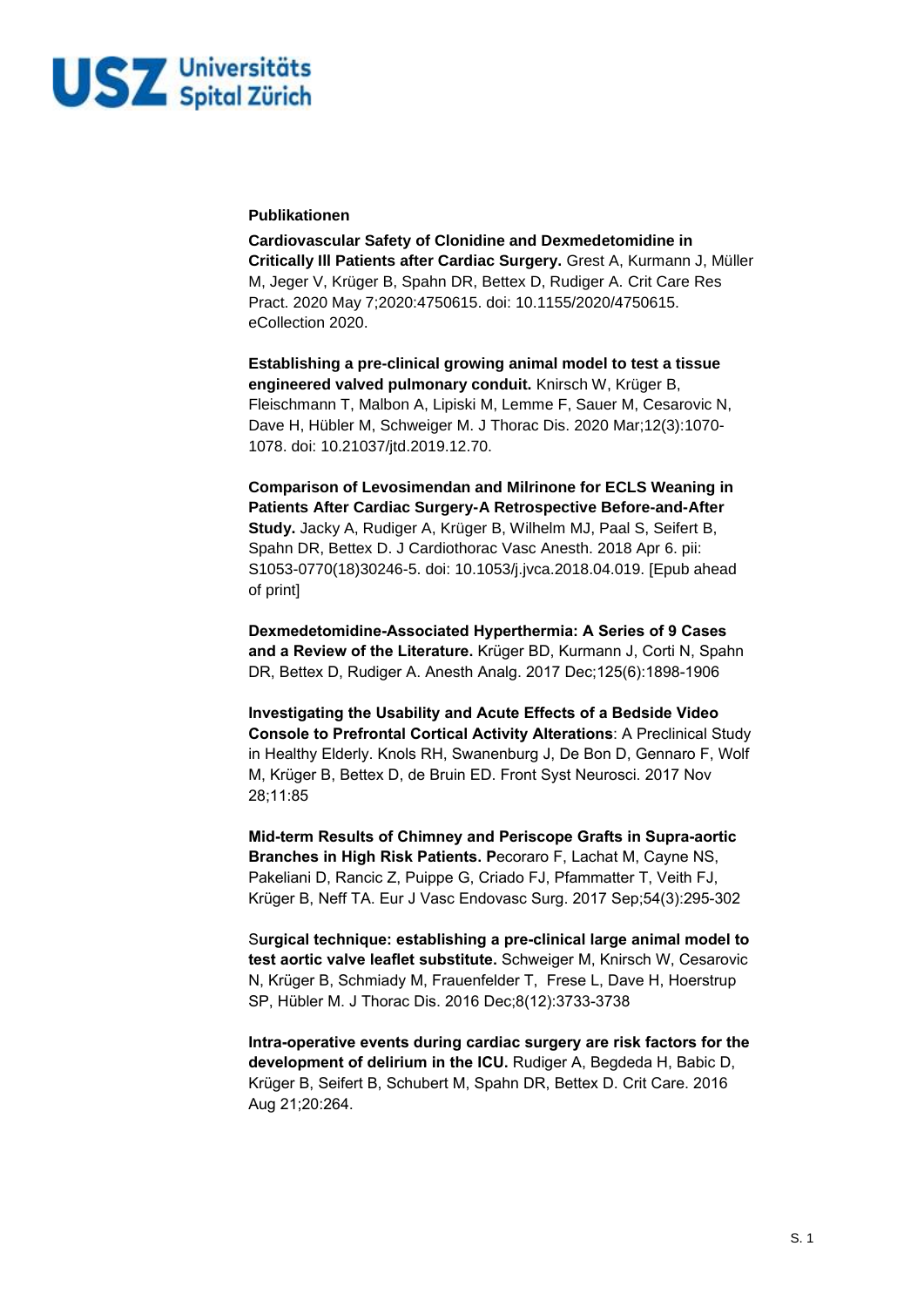**Publikationen**

**Cardiovascular Safety of Clonidine and Dexmedetomidine in Critically Ill Patients after Cardiac Surgery.** Grest A, Kurmann J, Müller M, Jeger V, Krüger B, Spahn DR, Bettex D, Rudiger A. Crit Care Res Pract. 2020 May 7;2020:4750615. doi: 10.1155/2020/4750615. eCollection 2020.

**Establishing a pre-clinical growing animal model to test a tissue engineered valved pulmonary conduit.** Knirsch W, Krüger B, Fleischmann T, Malbon A, Lipiski M, Lemme F, Sauer M, Cesarovic N, Dave H, Hübler M, Schweiger M. J Thorac Dis. 2020 Mar;12(3):1070-1078. doi: 10.21037/jtd.2019.12.70.

**Comparison of Levosimendan and Milrinone for ECLS Weaning in Patients After Cardiac Surgery-A Retrospective Before-and-After Study.** Jacky A, Rudiger A, Krüger B, Wilhelm MJ, Paal S, Seifert B, Spahn DR, Bettex D. J Cardiothorac Vasc Anesth. 2018 Apr 6. pii: S1053-0770(18)30246-5. doi: 10.1053/j.jvca.2018.04.019. [Epub ahead of print]

**Dexmedetomidine-Associated Hyperthermia: A Series of 9 Cases and a Review of the Literature.** Krüger BD, Kurmann J, Corti N, Spahn DR, Bettex D, Rudiger A. Anesth Analg. 2017 Dec;125(6):1898-1906

**Investigating the Usability and Acute Effects of a Bedside Video Console to Prefrontal Cortical Activity Alterations**: A Preclinical Study in Healthy Elderly. Knols RH, Swanenburg J, De Bon D, Gennaro F, Wolf M, Krüger B, Bettex D, de Bruin ED. Front Syst Neurosci. 2017 Nov 28;11:85

**Mid-term Results of Chimney and Periscope Grafts in Supra-aortic Branches in High Risk Patients. P**ecoraro F, Lachat M, Cayne NS, Pakeliani D, Rancic Z, Puippe G, Criado FJ, Pfammatter T, Veith FJ, Krüger B, Neff TA. Eur J Vasc Endovasc Surg. 2017 Sep;54(3):295-302

S**urgical technique: establishing a pre-clinical large animal model to test aortic valve leaflet substitute.** Schweiger M, Knirsch W, Cesarovic N, Krüger B, Schmiady M, Frauenfelder T, Frese L, Dave H, Hoerstrup SP, Hübler M. J Thorac Dis. 2016 Dec;8(12):3733-3738

**Intra-operative events during cardiac surgery are risk factors for the development of delirium in the ICU.** Rudiger A, Begdeda H, Babic D, Krüger B, Seifert B, Schubert M, Spahn DR, Bettex D. Crit Care. 2016 Aug 21;20:264.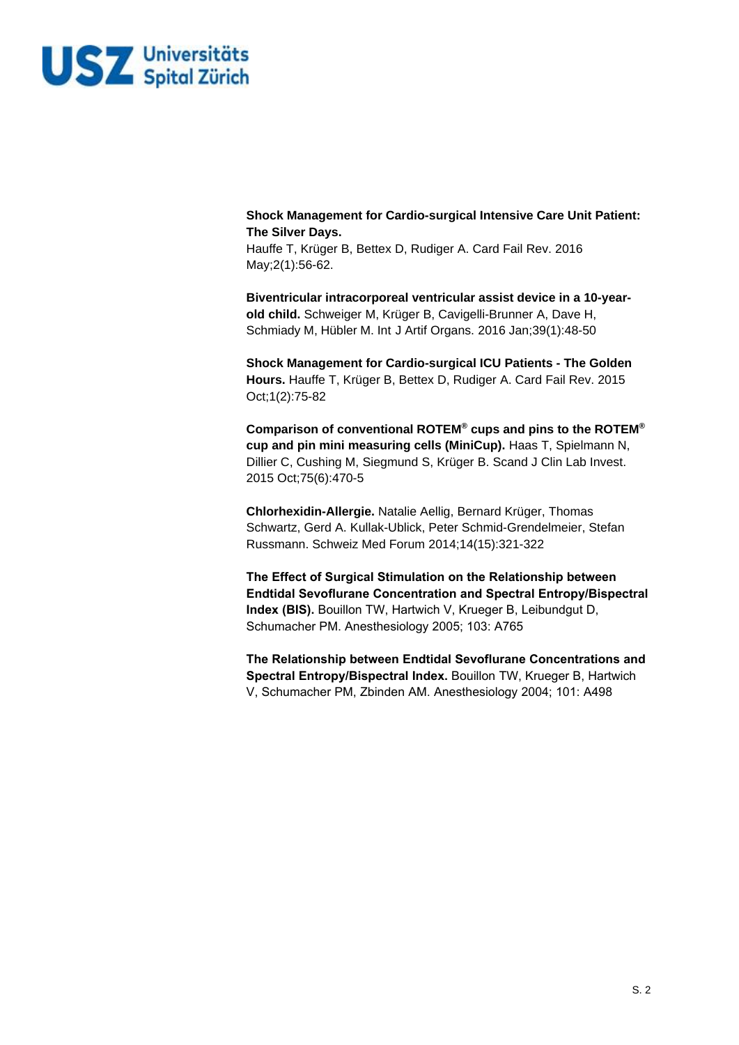**Shock Management for Cardio-surgical Intensive Care Unit Patient: The Silver Days.**
Hauffe T, Krüger B, Bettex D, Rudiger A. Card Fail Rev. 2016 May;2(1):56-62.

**Biventricular intracorporeal ventricular assist device in a 10-year-old child.** Schweiger M, Krüger B, Cavigelli-Brunner A, Dave H, Schmiady M, Hübler M. Int J Artif Organs. 2016 Jan;39(1):48-50

**Shock Management for Cardio-surgical ICU Patients - The Golden Hours.** Hauffe T, Krüger B, Bettex D, Rudiger A. Card Fail Rev. 2015 Oct;1(2):75-82

**Comparison of conventional ROTEM® cups and pins to the ROTEM® cup and pin mini measuring cells (MiniCup).** Haas T, Spielmann N, Dillier C, Cushing M, Siegmund S, Krüger B. Scand J Clin Lab Invest. 2015 Oct;75(6):470-5

**Chlorhexidin-Allergie.** Natalie Aellig, Bernard Krüger, Thomas Schwartz, Gerd A. Kullak-Ublick, Peter Schmid-Grendelmeier, Stefan Russmann. Schweiz Med Forum 2014;14(15):321-322

**The Effect of Surgical Stimulation on the Relationship between Endtidal Sevoflurane Concentration and Spectral Entropy/Bispectral Index (BIS).** Bouillon TW, Hartwich V, Krueger B, Leibundgut D, Schumacher PM. Anesthesiology 2005; 103: A765

**The Relationship between Endtidal Sevoflurane Concentrations and Spectral Entropy/Bispectral Index.** Bouillon TW, Krueger B, Hartwich V, Schumacher PM, Zbinden AM. Anesthesiology 2004; 101: A498